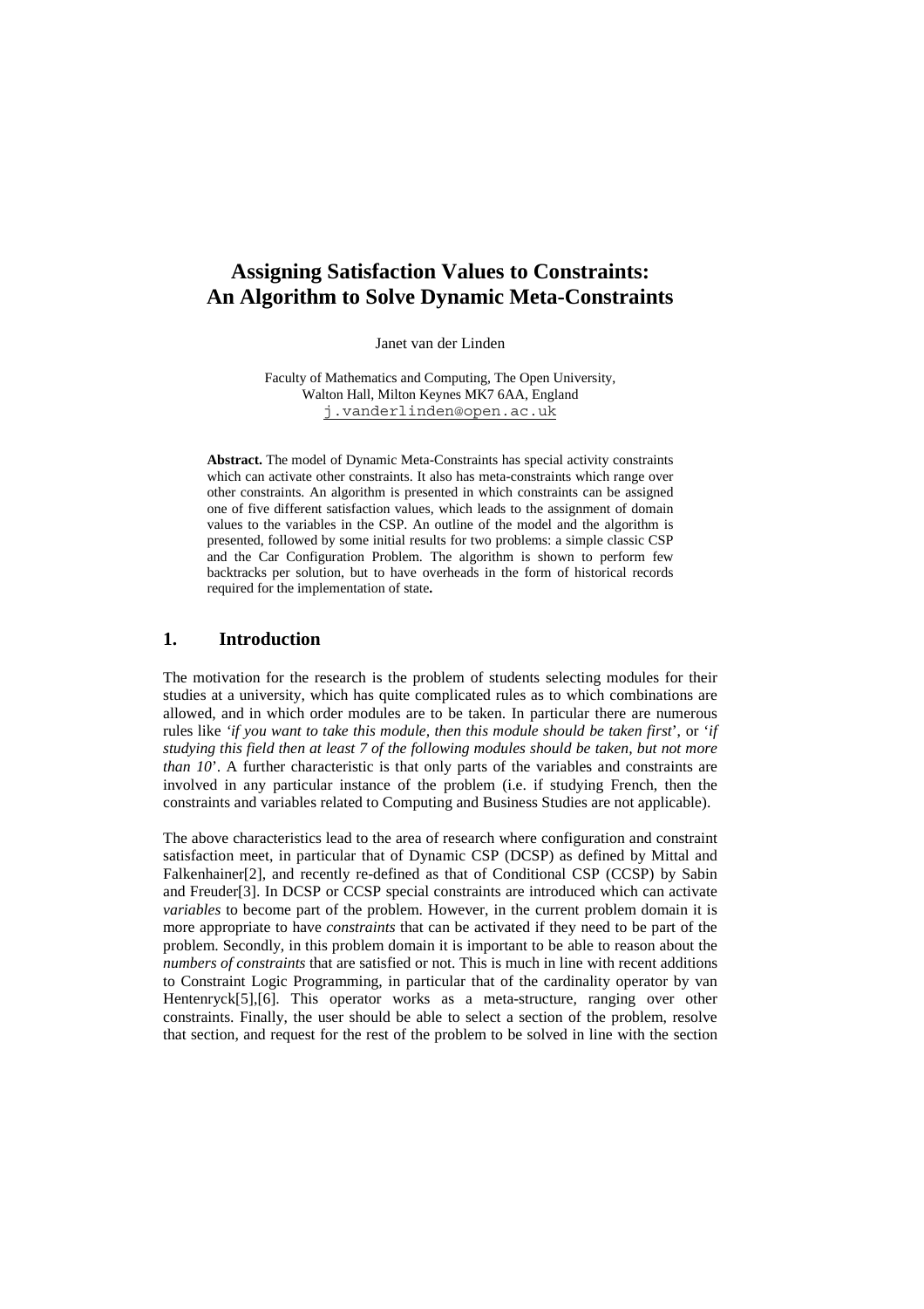# Assigning Satisfaction Values to Constraints: An Algorithm to Solve Dynamic Meta-Constraints

Janet van der Linden

Faculty of Mathematics and Computing, The Open University, Walton Hall, Milton Keynes MK7 6AA, England
j.vanderlinden@open.ac.uk

**Abstract.** The model of Dynamic Meta-Constraints has special activity constraints which can activate other constraints. It also has meta-constraints which range over other constraints. An algorithm is presented in which constraints can be assigned one of five different satisfaction values, which leads to the assignment of domain values to the variables in the CSP. An outline of the model and the algorithm is presented, followed by some initial results for two problems: a simple classic CSP and the Car Configuration Problem. The algorithm is shown to perform few backtracks per solution, but to have overheads in the form of historical records required for the implementation of state**.**

## 1. Introduction

The motivation for the research is the problem of students selecting modules for their studies at a university, which has quite complicated rules as to which combinations are allowed, and in which order modules are to be taken. In particular there are numerous rules like '*if you want to take this module, then this module should be taken first*', or '*if studying this field then at least 7 of the following modules should be taken, but not more than 10*'. A further characteristic is that only parts of the variables and constraints are involved in any particular instance of the problem (i.e. if studying French, then the constraints and variables related to Computing and Business Studies are not applicable).

The above characteristics lead to the area of research where configuration and constraint satisfaction meet, in particular that of Dynamic CSP (DCSP) as defined by Mittal and Falkenhainer[2], and recently re-defined as that of Conditional CSP (CCSP) by Sabin and Freuder[3]. In DCSP or CCSP special constraints are introduced which can activate *variables* to become part of the problem. However, in the current problem domain it is more appropriate to have *constraints* that can be activated if they need to be part of the problem. Secondly, in this problem domain it is important to be able to reason about the *numbers of constraints* that are satisfied or not. This is much in line with recent additions to Constraint Logic Programming, in particular that of the cardinality operator by van Hentenryck[5],[6]. This operator works as a meta-structure, ranging over other constraints. Finally, the user should be able to select a section of the problem, resolve that section, and request for the rest of the problem to be solved in line with the section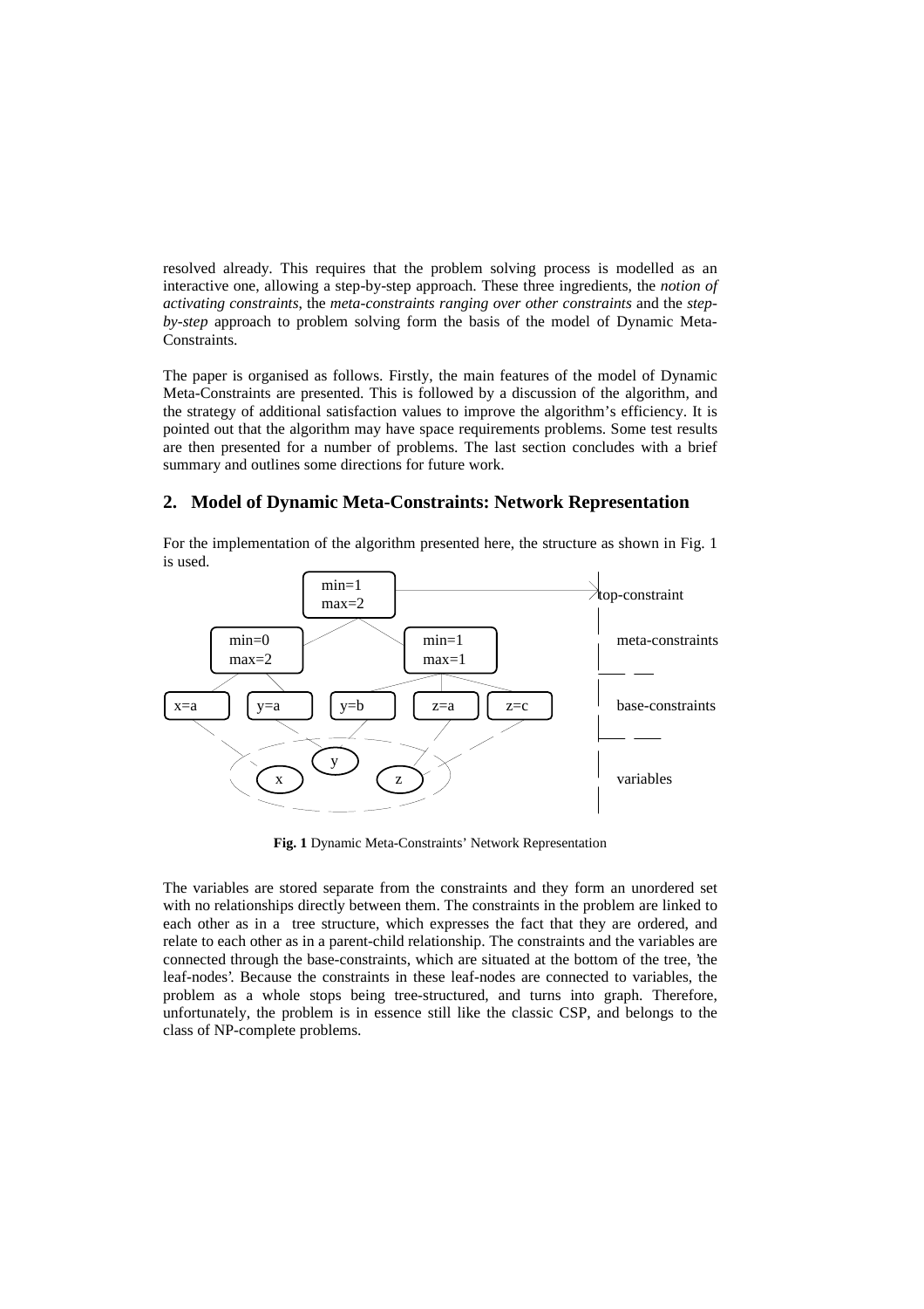resolved already. This requires that the problem solving process is modelled as an interactive one, allowing a step-by-step approach. These three ingredients, the *notion of activating constraints*, the *meta-constraints ranging over other constraints* and the *step-by-step* approach to problem solving form the basis of the model of Dynamic Meta-Constraints.

The paper is organised as follows. Firstly, the main features of the model of Dynamic Meta-Constraints are presented. This is followed by a discussion of the algorithm, and the strategy of additional satisfaction values to improve the algorithm's efficiency. It is pointed out that the algorithm may have space requirements problems. Some test results are then presented for a number of problems. The last section concludes with a brief summary and outlines some directions for future work.

## 2. Model of Dynamic Meta-Constraints: Network Representation

For the implementation of the algorithm presented here, the structure as shown in Fig. 1 is used.

**Fig. 1** Dynamic Meta-Constraints' Network Representation

The variables are stored separate from the constraints and they form an unordered set with no relationships directly between them. The constraints in the problem are linked to each other as in a tree structure, which expresses the fact that they are ordered, and relate to each other as in a parent-child relationship. The constraints and the variables are connected through the base-constraints, which are situated at the bottom of the tree, 'the leaf-nodes'. Because the constraints in these leaf-nodes are connected to variables, the problem as a whole stops being tree-structured, and turns into graph. Therefore, unfortunately, the problem is in essence still like the classic CSP, and belongs to the class of NP-complete problems.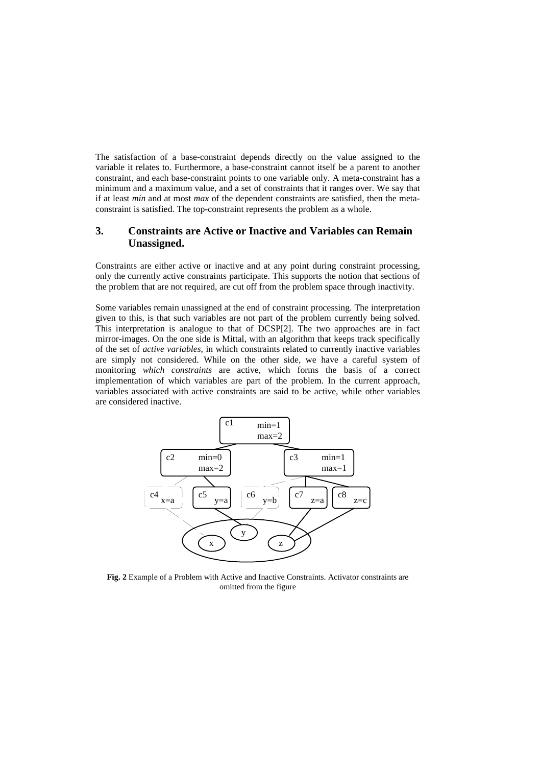The satisfaction of a base-constraint depends directly on the value assigned to the variable it relates to. Furthermore, a base-constraint cannot itself be a parent to another constraint, and each base-constraint points to one variable only. A meta-constraint has a minimum and a maximum value, and a set of constraints that it ranges over. We say that if at least *min* and at most *max* of the dependent constraints are satisfied, then the meta-constraint is satisfied. The top-constraint represents the problem as a whole.

## 3. Constraints are Active or Inactive and Variables can Remain Unassigned.

Constraints are either active or inactive and at any point during constraint processing, only the currently active constraints participate. This supports the notion that sections of the problem that are not required, are cut off from the problem space through inactivity.

Some variables remain unassigned at the end of constraint processing. The interpretation given to this, is that such variables are not part of the problem currently being solved. This interpretation is analogue to that of DCSP[2]. The two approaches are in fact mirror-images. On the one side is Mittal, with an algorithm that keeps track specifically of the set of *active variables*, in which constraints related to currently inactive variables are simply not considered. While on the other side, we have a careful system of monitoring *which constraints* are active, which forms the basis of a correct implementation of which variables are part of the problem. In the current approach, variables associated with active constraints are said to be active, while other variables are considered inactive.

**Fig. 2** Example of a Problem with Active and Inactive Constraints. Activator constraints are omitted from the figure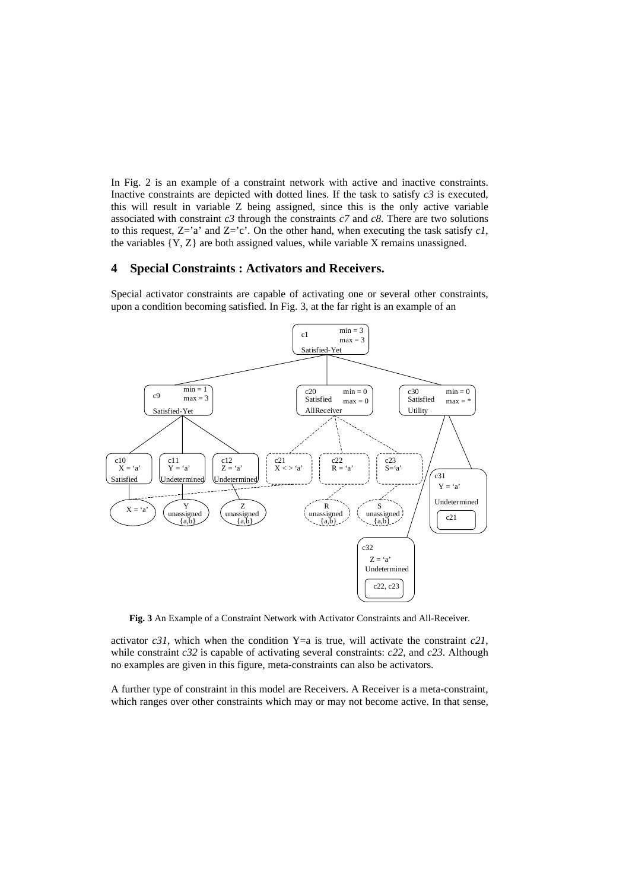In Fig. 2 is an example of a constraint network with active and inactive constraints. Inactive constraints are depicted with dotted lines. If the task to satisfy *c3* is executed, this will result in variable Z being assigned, since this is the only active variable associated with constraint *c3* through the constraints *c7* and *c8*. There are two solutions to this request, Z='a' and Z='c'. On the other hand, when executing the task satisfy *c1*, the variables {Y, Z} are both assigned values, while variable X remains unassigned.

## 4 Special Constraints : Activators and Receivers.

Special activator constraints are capable of activating one or several other constraints, upon a condition becoming satisfied. In Fig. 3, at the far right is an example of an

**Fig. 3** An Example of a Constraint Network with Activator Constraints and All-Receiver.

activator *c31*, which when the condition Y=a is true, will activate the constraint *c21*, while constraint *c32* is capable of activating several constraints: *c22*, and *c23*. Although no examples are given in this figure, meta-constraints can also be activators.

A further type of constraint in this model are Receivers. A Receiver is a meta-constraint, which ranges over other constraints which may or may not become active. In that sense,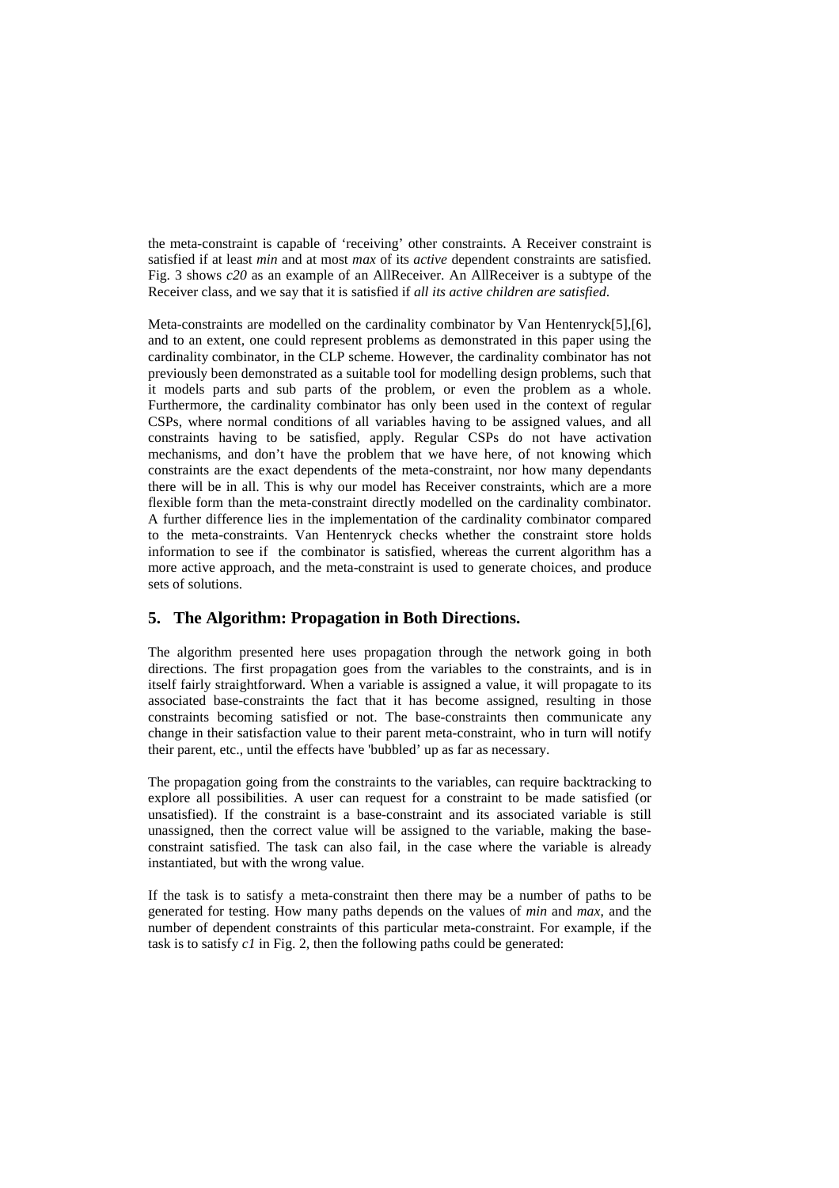the meta-constraint is capable of 'receiving' other constraints. A Receiver constraint is satisfied if at least *min* and at most *max* of its *active* dependent constraints are satisfied. Fig. 3 shows *c20* as an example of an AllReceiver. An AllReceiver is a subtype of the Receiver class, and we say that it is satisfied if *all its active children are satisfied*.

Meta-constraints are modelled on the cardinality combinator by Van Hentenryck[5],[6], and to an extent, one could represent problems as demonstrated in this paper using the cardinality combinator, in the CLP scheme. However, the cardinality combinator has not previously been demonstrated as a suitable tool for modelling design problems, such that it models parts and sub parts of the problem, or even the problem as a whole. Furthermore, the cardinality combinator has only been used in the context of regular CSPs, where normal conditions of all variables having to be assigned values, and all constraints having to be satisfied, apply. Regular CSPs do not have activation mechanisms, and don't have the problem that we have here, of not knowing which constraints are the exact dependents of the meta-constraint, nor how many dependants there will be in all. This is why our model has Receiver constraints, which are a more flexible form than the meta-constraint directly modelled on the cardinality combinator. A further difference lies in the implementation of the cardinality combinator compared to the meta-constraints. Van Hentenryck checks whether the constraint store holds information to see if the combinator is satisfied, whereas the current algorithm has a more active approach, and the meta-constraint is used to generate choices, and produce sets of solutions.

## 5. The Algorithm: Propagation in Both Directions.

The algorithm presented here uses propagation through the network going in both directions. The first propagation goes from the variables to the constraints, and is in itself fairly straightforward. When a variable is assigned a value, it will propagate to its associated base-constraints the fact that it has become assigned, resulting in those constraints becoming satisfied or not. The base-constraints then communicate any change in their satisfaction value to their parent meta-constraint, who in turn will notify their parent, etc., until the effects have 'bubbled' up as far as necessary.

The propagation going from the constraints to the variables, can require backtracking to explore all possibilities. A user can request for a constraint to be made satisfied (or unsatisfied). If the constraint is a base-constraint and its associated variable is still unassigned, then the correct value will be assigned to the variable, making the base-constraint satisfied. The task can also fail, in the case where the variable is already instantiated, but with the wrong value.

If the task is to satisfy a meta-constraint then there may be a number of paths to be generated for testing. How many paths depends on the values of *min* and *max*, and the number of dependent constraints of this particular meta-constraint. For example, if the task is to satisfy *c1* in Fig. 2, then the following paths could be generated: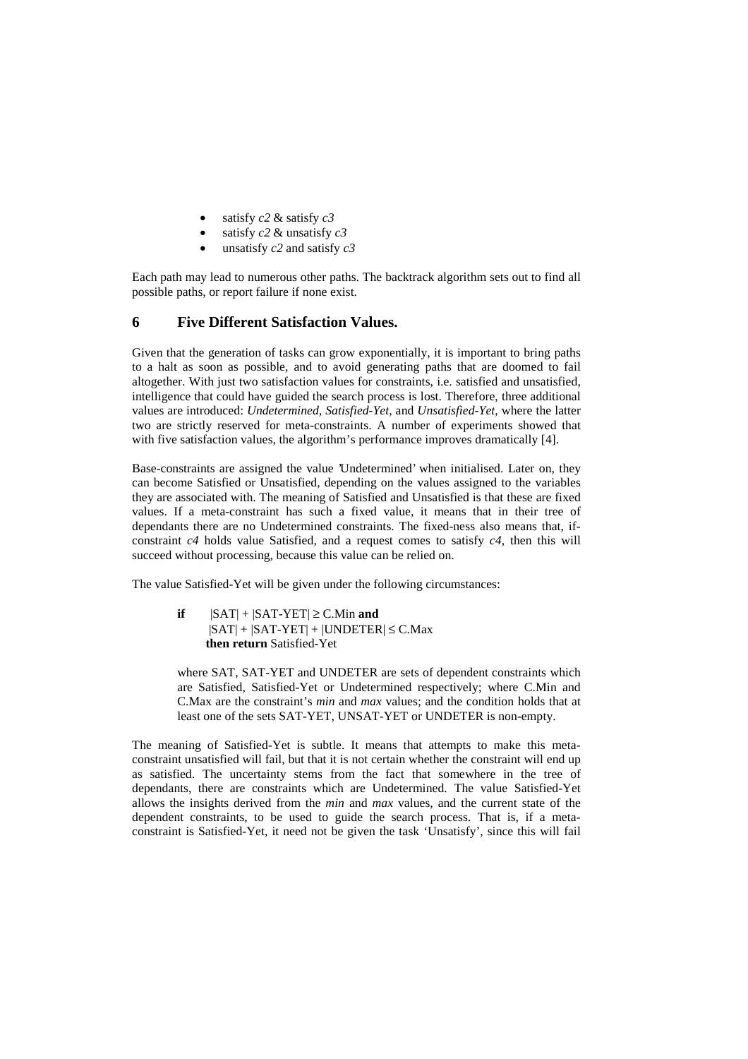- satisfy *c2* & satisfy *c3*
- satisfy *c2* & unsatisfy *c3*
- unsatisfy *c2* and satisfy *c3*

Each path may lead to numerous other paths. The backtrack algorithm sets out to find all possible paths, or report failure if none exist.

## 6 Five Different Satisfaction Values.

Given that the generation of tasks can grow exponentially, it is important to bring paths to a halt as soon as possible, and to avoid generating paths that are doomed to fail altogether. With just two satisfaction values for constraints, i.e. satisfied and unsatisfied, intelligence that could have guided the search process is lost. Therefore, three additional values are introduced: *Undetermined, Satisfied-Yet,* and *Unsatisfied-Yet*, where the latter two are strictly reserved for meta-constraints. A number of experiments showed that with five satisfaction values, the algorithm's performance improves dramatically [4].

Base-constraints are assigned the value 'Undetermined' when initialised. Later on, they can become Satisfied or Unsatisfied, depending on the values assigned to the variables they are associated with. The meaning of Satisfied and Unsatisfied is that these are fixed values. If a meta-constraint has such a fixed value, it means that in their tree of dependants there are no Undetermined constraints. The fixed-ness also means that, if-constraint *c4* holds value Satisfied, and a request comes to satisfy *c4*, then this will succeed without processing, because this value can be relied on.

The value Satisfied-Yet will be given under the following circumstances:

> **if** $|SAT| + |SAT\text{-}YET| \geq C.Min$ **and**
> $|SAT| + |SAT\text{-}YET| + |UNDETER| \leq C.Max$
> **then return** Satisfied-Yet

> where SAT, SAT-YET and UNDETER are sets of dependent constraints which are Satisfied, Satisfied-Yet or Undetermined respectively; where C.Min and C.Max are the constraint's *min* and *max* values; and the condition holds that at least one of the sets SAT-YET, UNSAT-YET or UNDETER is non-empty.

The meaning of Satisfied-Yet is subtle. It means that attempts to make this meta-constraint unsatisfied will fail, but that it is not certain whether the constraint will end up as satisfied. The uncertainty stems from the fact that somewhere in the tree of dependants, there are constraints which are Undetermined. The value Satisfied-Yet allows the insights derived from the *min* and *max* values, and the current state of the dependent constraints, to be used to guide the search process. That is, if a meta-constraint is Satisfied-Yet, it need not be given the task 'Unsatisfy', since this will fail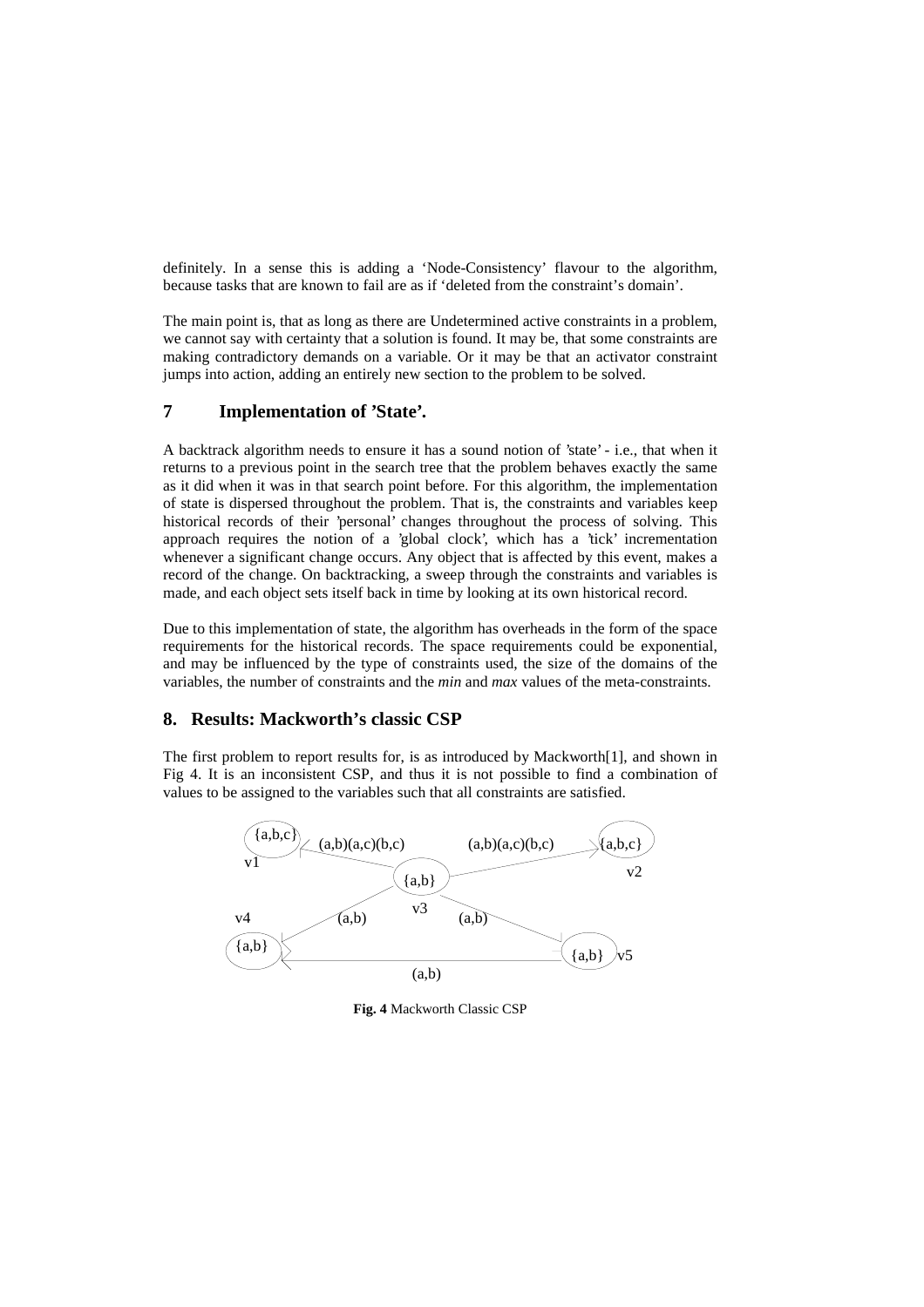definitely. In a sense this is adding a 'Node-Consistency' flavour to the algorithm, because tasks that are known to fail are as if 'deleted from the constraint's domain'.

The main point is, that as long as there are Undetermined active constraints in a problem, we cannot say with certainty that a solution is found. It may be, that some constraints are making contradictory demands on a variable. Or it may be that an activator constraint jumps into action, adding an entirely new section to the problem to be solved.

## 7 Implementation of 'State'.

A backtrack algorithm needs to ensure it has a sound notion of 'state' - i.e., that when it returns to a previous point in the search tree that the problem behaves exactly the same as it did when it was in that search point before. For this algorithm, the implementation of state is dispersed throughout the problem. That is, the constraints and variables keep historical records of their 'personal' changes throughout the process of solving. This approach requires the notion of a 'global clock', which has a 'tick' incrementation whenever a significant change occurs. Any object that is affected by this event, makes a record of the change. On backtracking, a sweep through the constraints and variables is made, and each object sets itself back in time by looking at its own historical record.

Due to this implementation of state, the algorithm has overheads in the form of the space requirements for the historical records. The space requirements could be exponential, and may be influenced by the type of constraints used, the size of the domains of the variables, the number of constraints and the *min* and *max* values of the meta-constraints.

## 8. Results: Mackworth's classic CSP

The first problem to report results for, is as introduced by Mackworth[1], and shown in Fig 4. It is an inconsistent CSP, and thus it is not possible to find a combination of values to be assigned to the variables such that all constraints are satisfied.

**Fig. 4** Mackworth Classic CSP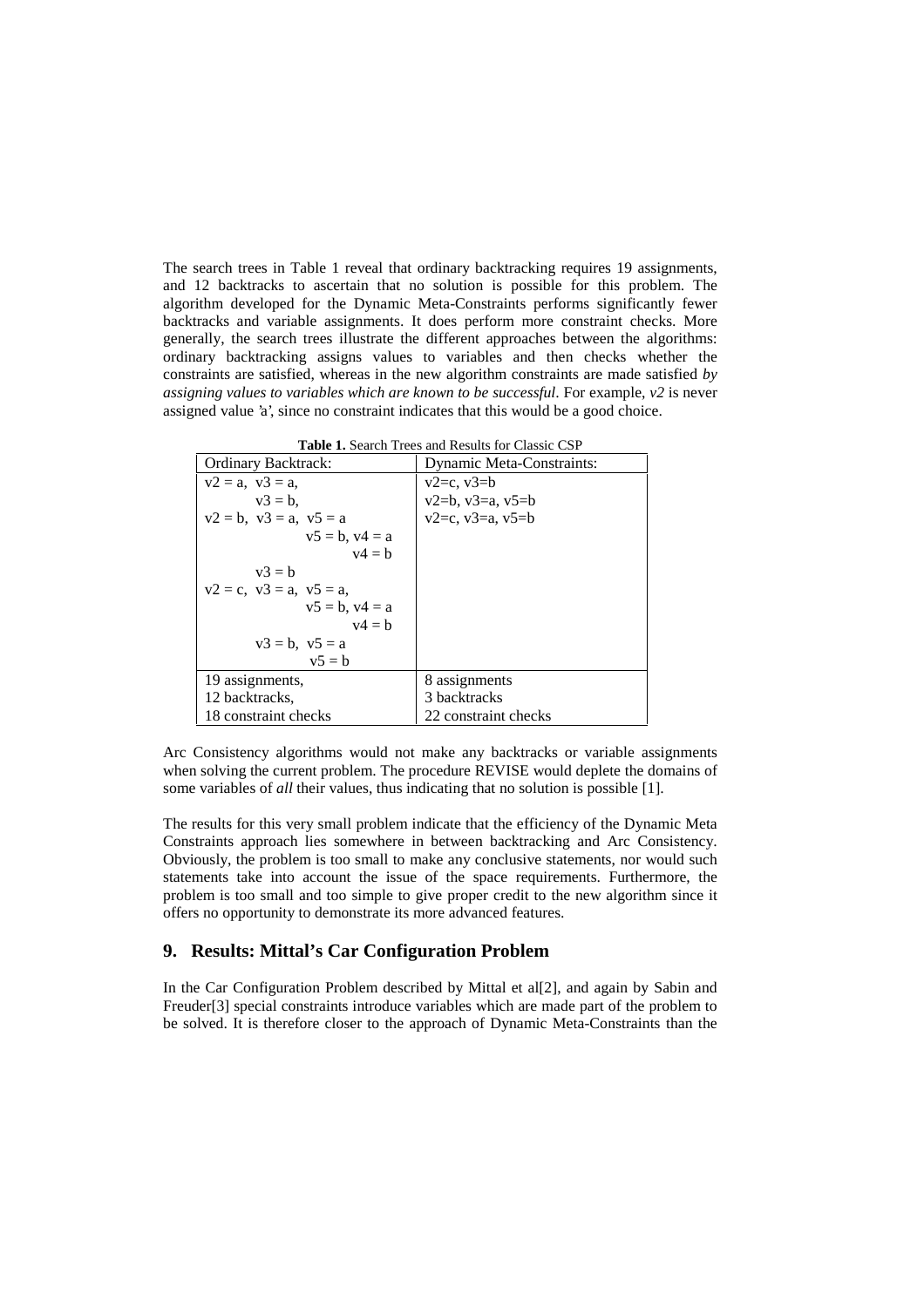The search trees in Table 1 reveal that ordinary backtracking requires 19 assignments, and 12 backtracks to ascertain that no solution is possible for this problem. The algorithm developed for the Dynamic Meta-Constraints performs significantly fewer backtracks and variable assignments. It does perform more constraint checks. More generally, the search trees illustrate the different approaches between the algorithms: ordinary backtracking assigns values to variables and then checks whether the constraints are satisfied, whereas in the new algorithm constraints are made satisfied *by assigning values to variables which are known to be successful*. For example, *v2* is never assigned value 'a', since no constraint indicates that this would be a good choice.

**Table 1.** Search Trees and Results for Classic CSP

| Ordinary Backtrack: | Dynamic Meta-Constraints: |
|---|---|
| v2 = a, v3 = a,<br>v3 = b,<br>v2 = b, v3 = a, v5 = a<br>v5 = b, v4 = a<br>v4 = b<br>v3 = b<br>v2 = c, v3 = a, v5 = a,<br>v5 = b, v4 = a<br>v4 = b<br>v3 = b, v5 = a<br>v5 = b | v2=c, v3=b<br>v2=b, v3=a, v5=b<br>v2=c, v3=a, v5=b |
| 19 assignments,<br>12 backtracks,<br>18 constraint checks | 8 assignments<br>3 backtracks<br>22 constraint checks |

Arc Consistency algorithms would not make any backtracks or variable assignments when solving the current problem. The procedure REVISE would deplete the domains of some variables of *all* their values, thus indicating that no solution is possible [1].

The results for this very small problem indicate that the efficiency of the Dynamic Meta Constraints approach lies somewhere in between backtracking and Arc Consistency. Obviously, the problem is too small to make any conclusive statements, nor would such statements take into account the issue of the space requirements. Furthermore, the problem is too small and too simple to give proper credit to the new algorithm since it offers no opportunity to demonstrate its more advanced features.

## 9. Results: Mittal's Car Configuration Problem

In the Car Configuration Problem described by Mittal et al[2], and again by Sabin and Freuder[3] special constraints introduce variables which are made part of the problem to be solved. It is therefore closer to the approach of Dynamic Meta-Constraints than the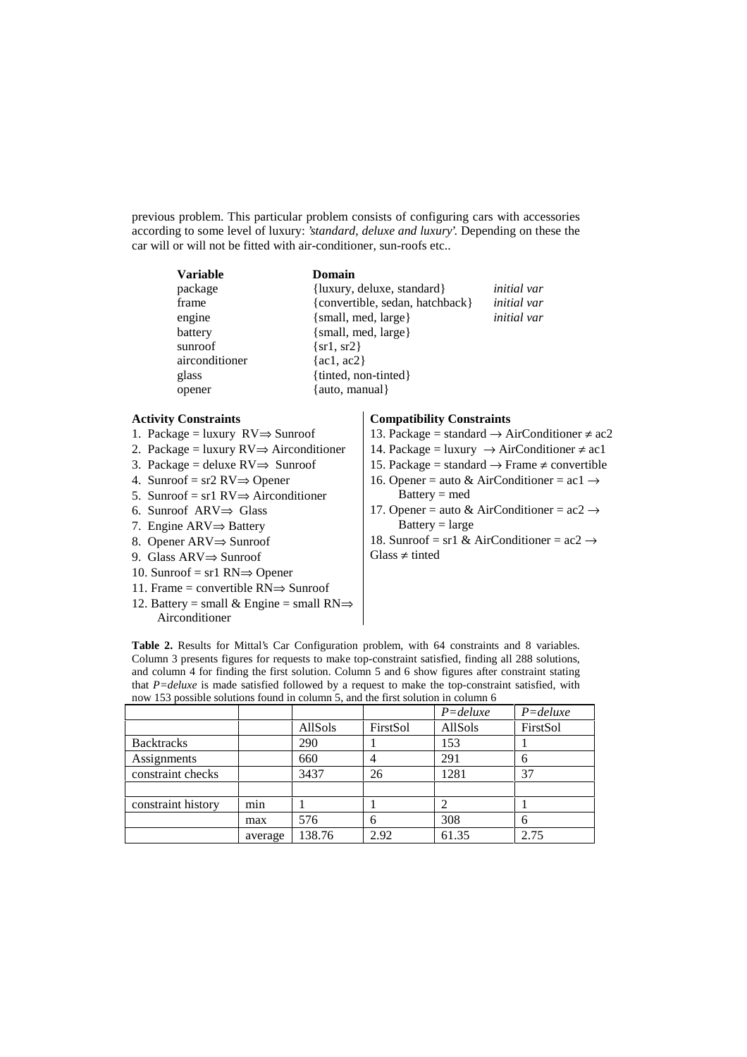previous problem. This particular problem consists of configuring cars with accessories according to some level of luxury: *'standard, deluxe and luxury'*. Depending on these the car will or will not be fitted with air-conditioner, sun-roofs etc..

| **Variable** | **Domain** | |
|---|---|---|
| package | {luxury, deluxe, standard} | *initial var* |
| frame | {convertible, sedan, hatchback} | *initial var* |
| engine | {small, med, large} | *initial var* |
| battery | {small, med, large} | |
| sunroof | {sr1, sr2} | |
| airconditioner | {ac1, ac2} | |
| glass | {tinted, non-tinted} | |
| opener | {auto, manual} | |

**Activity Constraints**

1. Package = luxury RV⇒ Sunroof
2. Package = luxury RV⇒ Airconditioner
3. Package = deluxe RV⇒ Sunroof
4. Sunroof = sr2 RV⇒ Opener
5. Sunroof = sr1 RV⇒ Airconditioner
6. Sunroof ARV⇒ Glass
7. Engine ARV⇒ Battery
8. Opener ARV⇒ Sunroof
9. Glass ARV⇒ Sunroof
10. Sunroof = sr1 RN⇒ Opener
11. Frame = convertible RN⇒ Sunroof
12. Battery = small & Engine = small RN⇒ Airconditioner

**Compatibility Constraints**

13. Package = standard → AirConditioner ≠ ac2
14. Package = luxury → AirConditioner ≠ ac1
15. Package = standard → Frame ≠ convertible
16. Opener = auto & AirConditioner = ac1 → Battery = med
17. Opener = auto & AirConditioner = ac2 → Battery = large
18. Sunroof = sr1 & AirConditioner = ac2 → Glass ≠ tinted

**Table 2.** Results for Mittal's Car Configuration problem, with 64 constraints and 8 variables. Column 3 presents figures for requests to make top-constraint satisfied, finding all 288 solutions, and column 4 for finding the first solution. Column 5 and 6 show figures after constraint stating that *P=deluxe* is made satisfied followed by a request to make the top-constraint satisfied, with now 153 possible solutions found in column 5, and the first solution in column 6

| | | | | *P=deluxe* | *P=deluxe* |
|---|---|---|---|---|---|
| | | AllSols | FirstSol | AllSols | FirstSol |
| Backtracks | | 290 | 1 | 153 | 1 |
| Assignments | | 660 | 4 | 291 | 6 |
| constraint checks | | 3437 | 26 | 1281 | 37 |
| | | | | | |
| constraint history | min | 1 | 1 | 2 | 1 |
| | max | 576 | 6 | 308 | 6 |
| | average | 138.76 | 2.92 | 61.35 | 2.75 |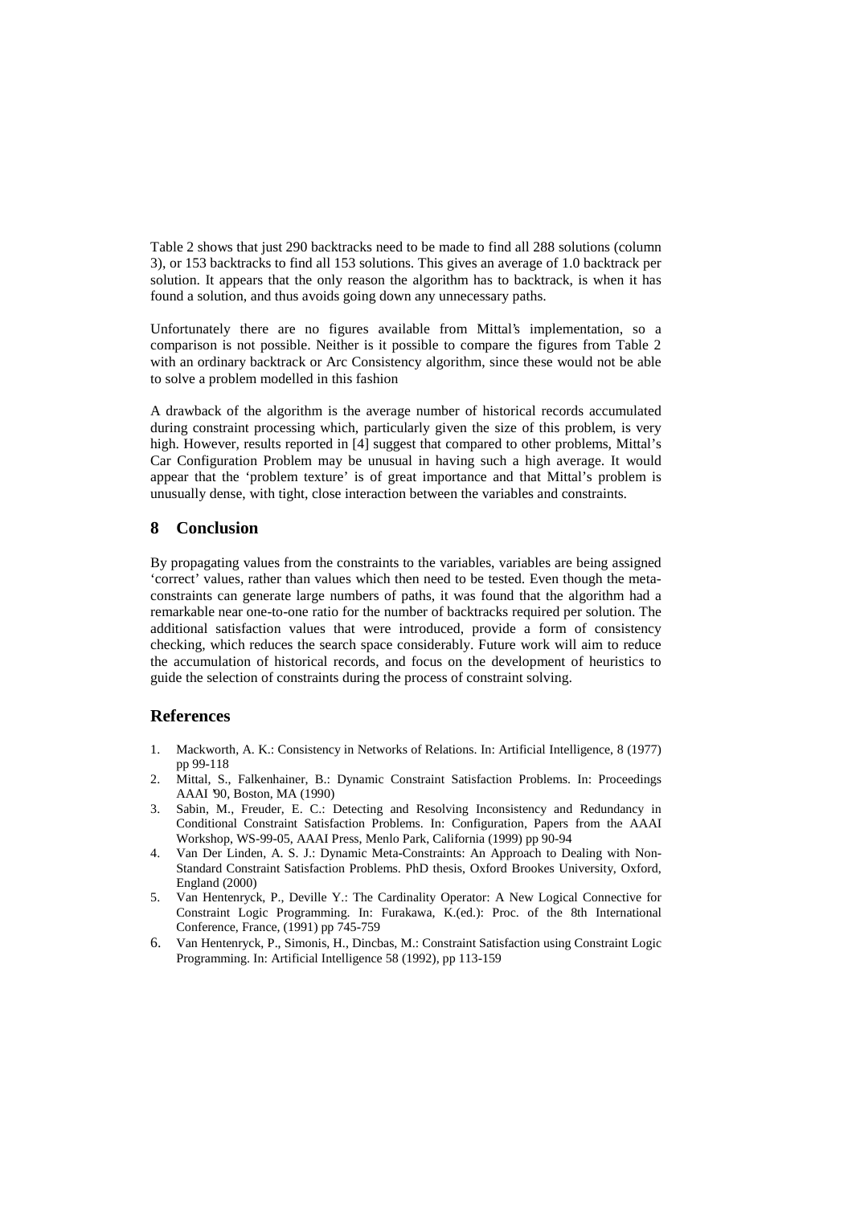Table 2 shows that just 290 backtracks need to be made to find all 288 solutions (column 3), or 153 backtracks to find all 153 solutions. This gives an average of 1.0 backtrack per solution. It appears that the only reason the algorithm has to backtrack, is when it has found a solution, and thus avoids going down any unnecessary paths.

Unfortunately there are no figures available from Mittal's implementation, so a comparison is not possible. Neither is it possible to compare the figures from Table 2 with an ordinary backtrack or Arc Consistency algorithm, since these would not be able to solve a problem modelled in this fashion

A drawback of the algorithm is the average number of historical records accumulated during constraint processing which, particularly given the size of this problem, is very high. However, results reported in [4] suggest that compared to other problems, Mittal's Car Configuration Problem may be unusual in having such a high average. It would appear that the 'problem texture' is of great importance and that Mittal's problem is unusually dense, with tight, close interaction between the variables and constraints.

## 8 Conclusion

By propagating values from the constraints to the variables, variables are being assigned 'correct' values, rather than values which then need to be tested. Even though the meta-constraints can generate large numbers of paths, it was found that the algorithm had a remarkable near one-to-one ratio for the number of backtracks required per solution. The additional satisfaction values that were introduced, provide a form of consistency checking, which reduces the search space considerably. Future work will aim to reduce the accumulation of historical records, and focus on the development of heuristics to guide the selection of constraints during the process of constraint solving.

## References

1. Mackworth, A. K.: Consistency in Networks of Relations. In: Artificial Intelligence, 8 (1977) pp 99-118
2. Mittal, S., Falkenhainer, B.: Dynamic Constraint Satisfaction Problems. In: Proceedings AAAI '90, Boston, MA (1990)
3. Sabin, M., Freuder, E. C.: Detecting and Resolving Inconsistency and Redundancy in Conditional Constraint Satisfaction Problems. In: Configuration, Papers from the AAAI Workshop, WS-99-05, AAAI Press, Menlo Park, California (1999) pp 90-94
4. Van Der Linden, A. S. J.: Dynamic Meta-Constraints: An Approach to Dealing with Non-Standard Constraint Satisfaction Problems. PhD thesis, Oxford Brookes University, Oxford, England (2000)
5. Van Hentenryck, P., Deville Y.: The Cardinality Operator: A New Logical Connective for Constraint Logic Programming. In: Furakawa, K.(ed.): Proc. of the 8th International Conference, France, (1991) pp 745-759
6. Van Hentenryck, P., Simonis, H., Dincbas, M.: Constraint Satisfaction using Constraint Logic Programming. In: Artificial Intelligence 58 (1992), pp 113-159